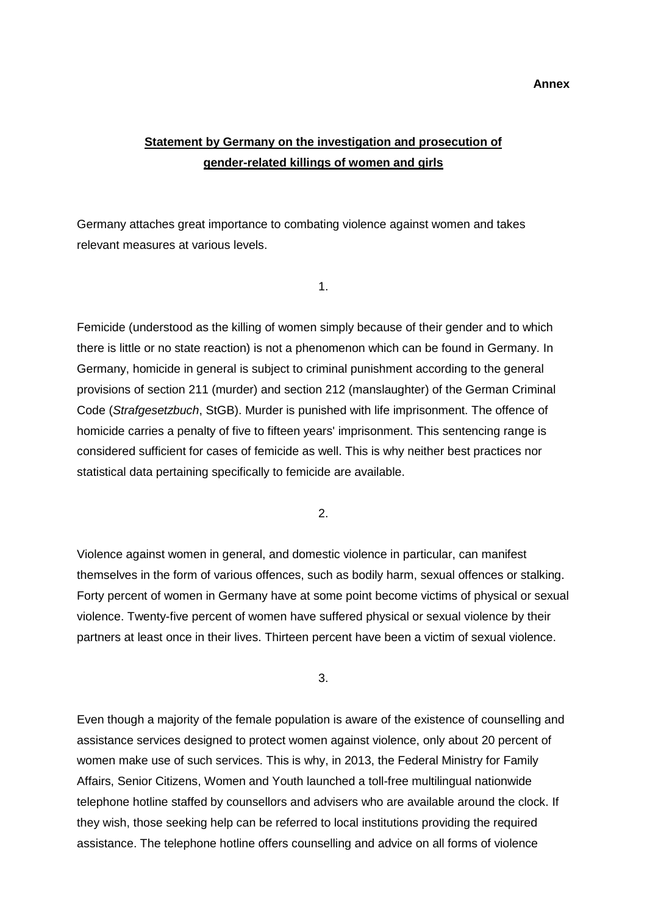**Annex**

# Statement by Germany on the investigation and prosecution of gender-related killings of women and girls

Germany attaches great importance to combating violence against women and takes relevant measures at various levels.

1.

Femicide (understood as the killing of women simply because of their gender and to which there is little or no state reaction) is not a phenomenon which can be found in Germany. In Germany, homicide in general is subject to criminal punishment according to the general provisions of section 211 (murder) and section 212 (manslaughter) of the German Criminal Code (*Strafgesetzbuch*, StGB). Murder is punished with life imprisonment. The offence of homicide carries a penalty of five to fifteen years' imprisonment. This sentencing range is considered sufficient for cases of femicide as well. This is why neither best practices nor statistical data pertaining specifically to femicide are available.

2.

Violence against women in general, and domestic violence in particular, can manifest themselves in the form of various offences, such as bodily harm, sexual offences or stalking. Forty percent of women in Germany have at some point become victims of physical or sexual violence. Twenty-five percent of women have suffered physical or sexual violence by their partners at least once in their lives. Thirteen percent have been a victim of sexual violence.

3.

Even though a majority of the female population is aware of the existence of counselling and assistance services designed to protect women against violence, only about 20 percent of women make use of such services. This is why, in 2013, the Federal Ministry for Family Affairs, Senior Citizens, Women and Youth launched a toll-free multilingual nationwide telephone hotline staffed by counsellors and advisers who are available around the clock. If they wish, those seeking help can be referred to local institutions providing the required assistance. The telephone hotline offers counselling and advice on all forms of violence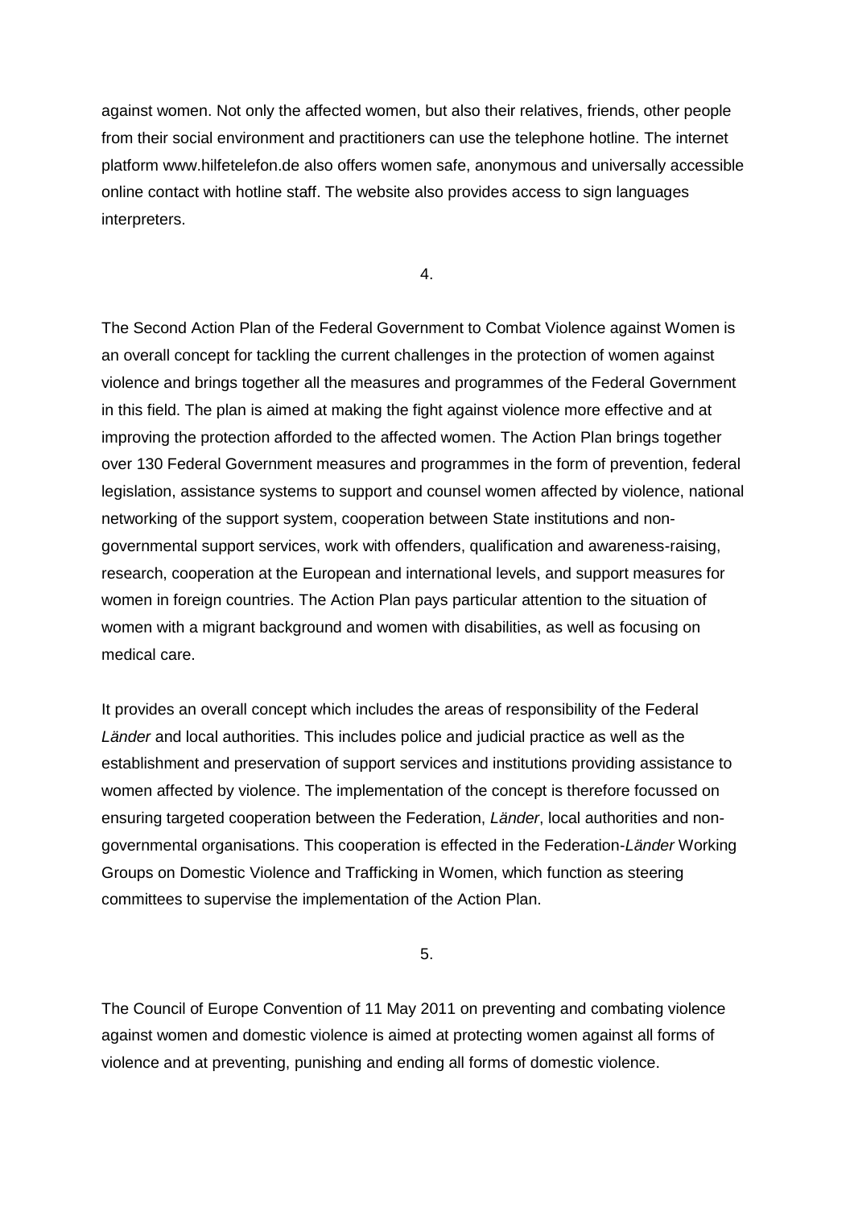against women. Not only the affected women, but also their relatives, friends, other people from their social environment and practitioners can use the telephone hotline. The internet platform www.hilfetelefon.de also offers women safe, anonymous and universally accessible online contact with hotline staff. The website also provides access to sign languages interpreters.

4.

The Second Action Plan of the Federal Government to Combat Violence against Women is an overall concept for tackling the current challenges in the protection of women against violence and brings together all the measures and programmes of the Federal Government in this field. The plan is aimed at making the fight against violence more effective and at improving the protection afforded to the affected women. The Action Plan brings together over 130 Federal Government measures and programmes in the form of prevention, federal legislation, assistance systems to support and counsel women affected by violence, national networking of the support system, cooperation between State institutions and non-governmental support services, work with offenders, qualification and awareness-raising, research, cooperation at the European and international levels, and support measures for women in foreign countries. The Action Plan pays particular attention to the situation of women with a migrant background and women with disabilities, as well as focusing on medical care.

It provides an overall concept which includes the areas of responsibility of the Federal *Länder* and local authorities. This includes police and judicial practice as well as the establishment and preservation of support services and institutions providing assistance to women affected by violence. The implementation of the concept is therefore focussed on ensuring targeted cooperation between the Federation, *Länder*, local authorities and non-governmental organisations. This cooperation is effected in the Federation-*Länder* Working Groups on Domestic Violence and Trafficking in Women, which function as steering committees to supervise the implementation of the Action Plan.

5.

The Council of Europe Convention of 11 May 2011 on preventing and combating violence against women and domestic violence is aimed at protecting women against all forms of violence and at preventing, punishing and ending all forms of domestic violence.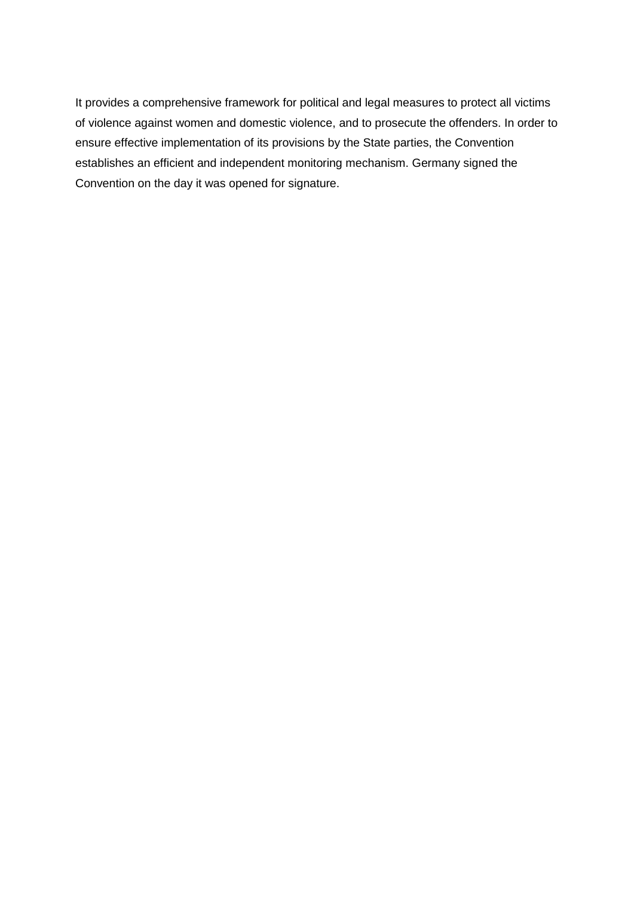It provides a comprehensive framework for political and legal measures to protect all victims of violence against women and domestic violence, and to prosecute the offenders. In order to ensure effective implementation of its provisions by the State parties, the Convention establishes an efficient and independent monitoring mechanism. Germany signed the Convention on the day it was opened for signature.